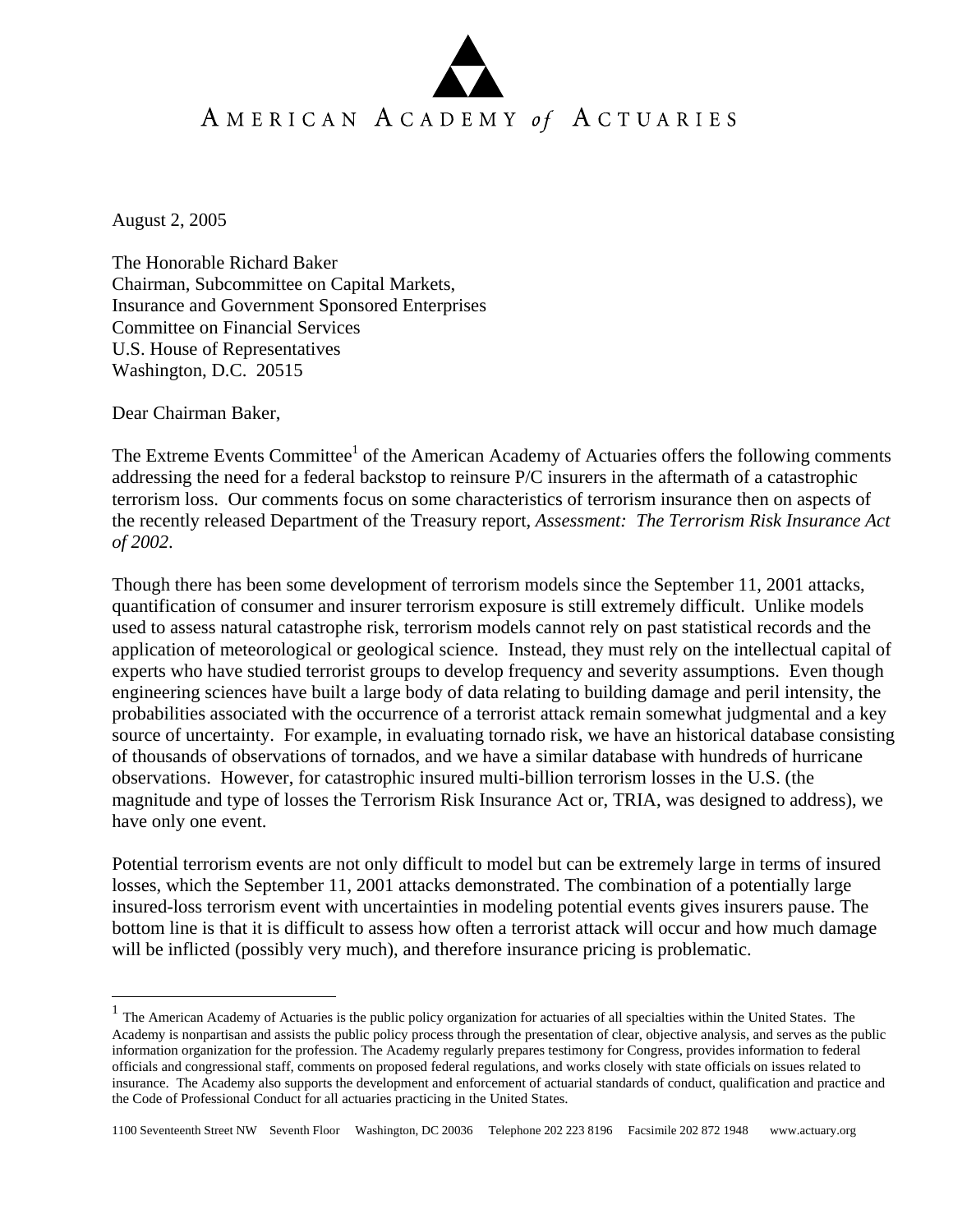# AMERICAN ACADEMY of ACTUARIES

August 2, 2005

The Honorable Richard Baker
Chairman, Subcommittee on Capital Markets,
Insurance and Government Sponsored Enterprises
Committee on Financial Services
U.S. House of Representatives
Washington, D.C. 20515

Dear Chairman Baker,

The Extreme Events Committee[1] of the American Academy of Actuaries offers the following comments addressing the need for a federal backstop to reinsure P/C insurers in the aftermath of a catastrophic terrorism loss. Our comments focus on some characteristics of terrorism insurance then on aspects of the recently released Department of the Treasury report, *Assessment: The Terrorism Risk Insurance Act of 2002*.

Though there has been some development of terrorism models since the September 11, 2001 attacks, quantification of consumer and insurer terrorism exposure is still extremely difficult. Unlike models used to assess natural catastrophe risk, terrorism models cannot rely on past statistical records and the application of meteorological or geological science. Instead, they must rely on the intellectual capital of experts who have studied terrorist groups to develop frequency and severity assumptions. Even though engineering sciences have built a large body of data relating to building damage and peril intensity, the probabilities associated with the occurrence of a terrorist attack remain somewhat judgmental and a key source of uncertainty. For example, in evaluating tornado risk, we have an historical database consisting of thousands of observations of tornados, and we have a similar database with hundreds of hurricane observations. However, for catastrophic insured multi-billion terrorism losses in the U.S. (the magnitude and type of losses the Terrorism Risk Insurance Act or, TRIA, was designed to address), we have only one event.

Potential terrorism events are not only difficult to model but can be extremely large in terms of insured losses, which the September 11, 2001 attacks demonstrated. The combination of a potentially large insured-loss terrorism event with uncertainties in modeling potential events gives insurers pause. The bottom line is that it is difficult to assess how often a terrorist attack will occur and how much damage will be inflicted (possibly very much), and therefore insurance pricing is problematic.

---

[1] The American Academy of Actuaries is the public policy organization for actuaries of all specialties within the United States. The Academy is nonpartisan and assists the public policy process through the presentation of clear, objective analysis, and serves as the public information organization for the profession. The Academy regularly prepares testimony for Congress, provides information to federal officials and congressional staff, comments on proposed federal regulations, and works closely with state officials on issues related to insurance. The Academy also supports the development and enforcement of actuarial standards of conduct, qualification and practice and the Code of Professional Conduct for all actuaries practicing in the United States.

1100 Seventeenth Street NW Seventh Floor Washington, DC 20036 Telephone 202 223 8196 Facsimile 202 872 1948 www.actuary.org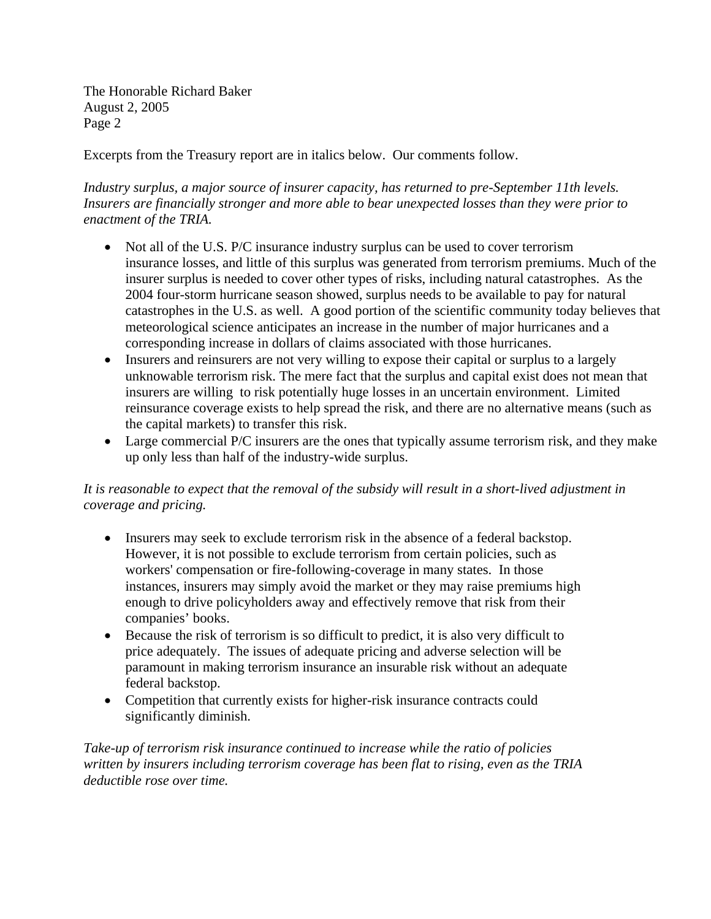The Honorable Richard Baker
August 2, 2005

Excerpts from the Treasury report are in italics below. Our comments follow.

*Industry surplus, a major source of insurer capacity, has returned to pre-September 11th levels. Insurers are financially stronger and more able to bear unexpected losses than they were prior to enactment of the TRIA.*

- Not all of the U.S. P/C insurance industry surplus can be used to cover terrorism insurance losses, and little of this surplus was generated from terrorism premiums. Much of the insurer surplus is needed to cover other types of risks, including natural catastrophes. As the 2004 four-storm hurricane season showed, surplus needs to be available to pay for natural catastrophes in the U.S. as well. A good portion of the scientific community today believes that meteorological science anticipates an increase in the number of major hurricanes and a corresponding increase in dollars of claims associated with those hurricanes.
- Insurers and reinsurers are not very willing to expose their capital or surplus to a largely unknowable terrorism risk. The mere fact that the surplus and capital exist does not mean that insurers are willing to risk potentially huge losses in an uncertain environment. Limited reinsurance coverage exists to help spread the risk, and there are no alternative means (such as the capital markets) to transfer this risk.
- Large commercial P/C insurers are the ones that typically assume terrorism risk, and they make up only less than half of the industry-wide surplus.

*It is reasonable to expect that the removal of the subsidy will result in a short-lived adjustment in coverage and pricing.*

- Insurers may seek to exclude terrorism risk in the absence of a federal backstop. However, it is not possible to exclude terrorism from certain policies, such as workers' compensation or fire-following-coverage in many states. In those instances, insurers may simply avoid the market or they may raise premiums high enough to drive policyholders away and effectively remove that risk from their companies' books.
- Because the risk of terrorism is so difficult to predict, it is also very difficult to price adequately. The issues of adequate pricing and adverse selection will be paramount in making terrorism insurance an insurable risk without an adequate federal backstop.
- Competition that currently exists for higher-risk insurance contracts could significantly diminish.

*Take-up of terrorism risk insurance continued to increase while the ratio of policies written by insurers including terrorism coverage has been flat to rising, even as the TRIA deductible rose over time.*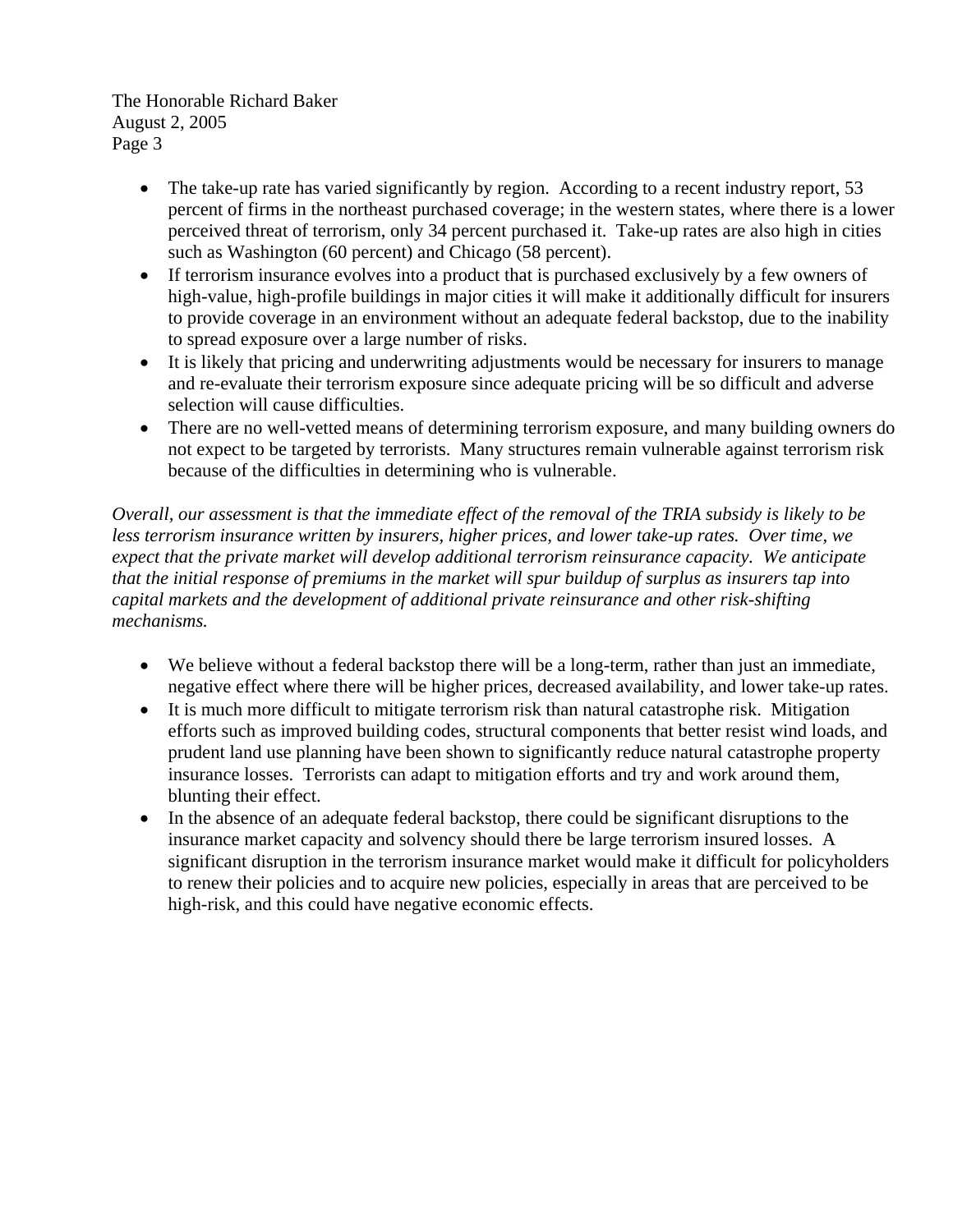- The take-up rate has varied significantly by region. According to a recent industry report, 53 percent of firms in the northeast purchased coverage; in the western states, where there is a lower perceived threat of terrorism, only 34 percent purchased it. Take-up rates are also high in cities such as Washington (60 percent) and Chicago (58 percent).
- If terrorism insurance evolves into a product that is purchased exclusively by a few owners of high-value, high-profile buildings in major cities it will make it additionally difficult for insurers to provide coverage in an environment without an adequate federal backstop, due to the inability to spread exposure over a large number of risks.
- It is likely that pricing and underwriting adjustments would be necessary for insurers to manage and re-evaluate their terrorism exposure since adequate pricing will be so difficult and adverse selection will cause difficulties.
- There are no well-vetted means of determining terrorism exposure, and many building owners do not expect to be targeted by terrorists. Many structures remain vulnerable against terrorism risk because of the difficulties in determining who is vulnerable.

*Overall, our assessment is that the immediate effect of the removal of the TRIA subsidy is likely to be less terrorism insurance written by insurers, higher prices, and lower take-up rates. Over time, we expect that the private market will develop additional terrorism reinsurance capacity. We anticipate that the initial response of premiums in the market will spur buildup of surplus as insurers tap into capital markets and the development of additional private reinsurance and other risk-shifting mechanisms.*

- We believe without a federal backstop there will be a long-term, rather than just an immediate, negative effect where there will be higher prices, decreased availability, and lower take-up rates.
- It is much more difficult to mitigate terrorism risk than natural catastrophe risk. Mitigation efforts such as improved building codes, structural components that better resist wind loads, and prudent land use planning have been shown to significantly reduce natural catastrophe property insurance losses. Terrorists can adapt to mitigation efforts and try and work around them, blunting their effect.
- In the absence of an adequate federal backstop, there could be significant disruptions to the insurance market capacity and solvency should there be large terrorism insured losses. A significant disruption in the terrorism insurance market would make it difficult for policyholders to renew their policies and to acquire new policies, especially in areas that are perceived to be high-risk, and this could have negative economic effects.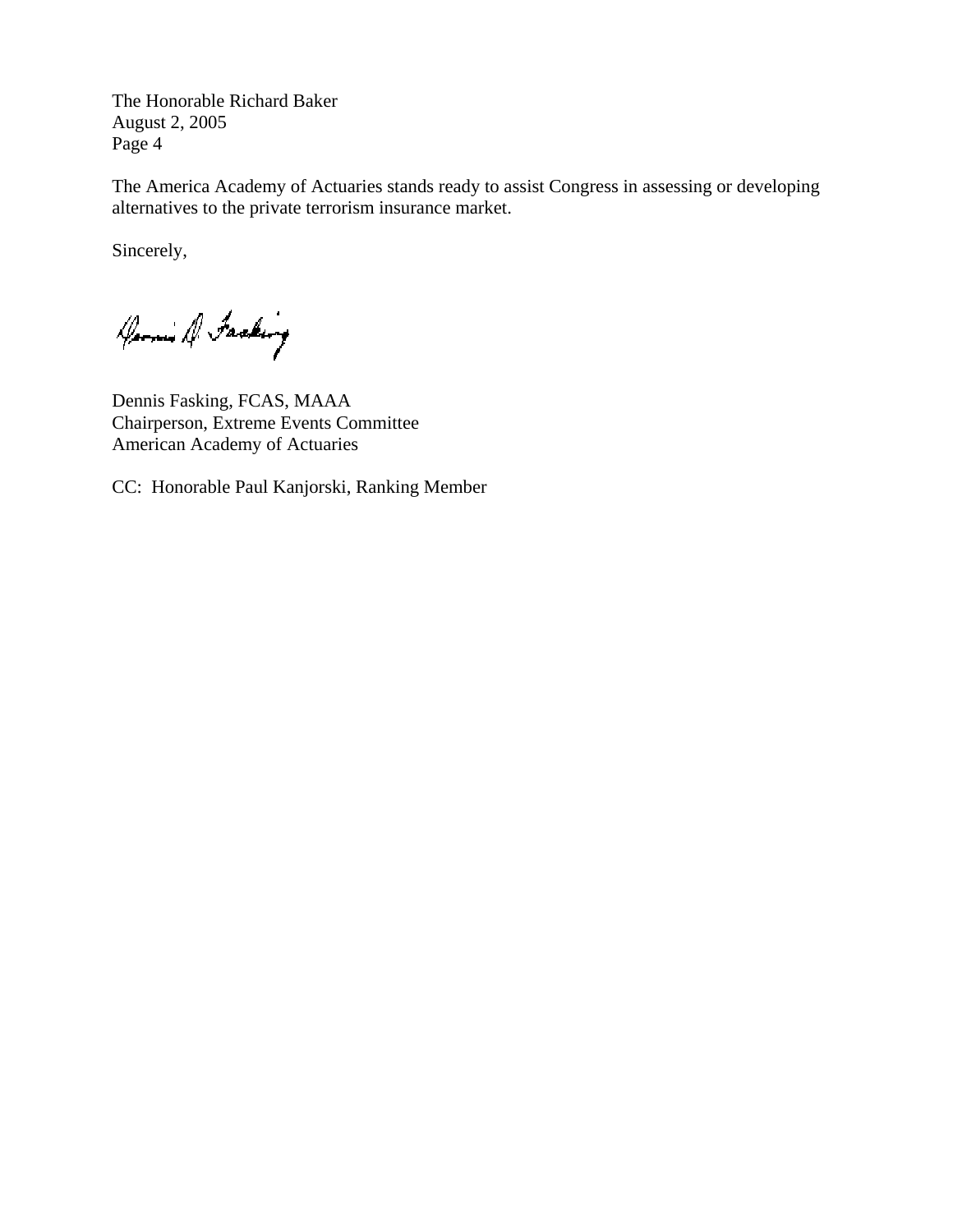The Honorable Richard Baker
August 2, 2005
Page 4

The America Academy of Actuaries stands ready to assist Congress in assessing or developing alternatives to the private terrorism insurance market.

Sincerely,

Dennis Fasking, FCAS, MAAA
Chairperson, Extreme Events Committee
American Academy of Actuaries

CC: Honorable Paul Kanjorski, Ranking Member